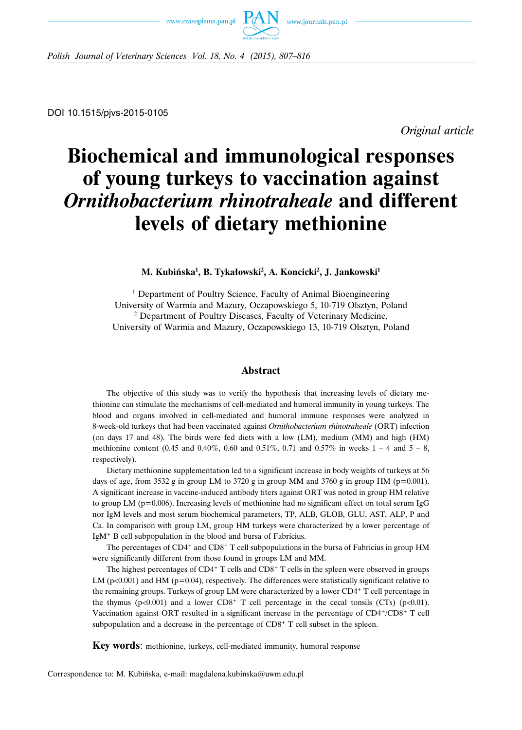DOI 10.1515/pjvs-2015-0105

*Original article*

# Biochemical and immunological responses of young turkeys to vaccination against *Ornithobacterium rhinotraheale* and different levels of dietary methionine

**M. Kubińska[1], B. Tykałowski[2], A. Koncicki[2], J. Jankowski[1]**

[1] Department of Poultry Science, Faculty of Animal Bioengineering
University of Warmia and Mazury, Oczapowskiego 5, 10-719 Olsztyn, Poland
[2] Department of Poultry Diseases, Faculty of Veterinary Medicine,
University of Warmia and Mazury, Oczapowskiego 13, 10-719 Olsztyn, Poland

## Abstract

The objective of this study was to verify the hypothesis that increasing levels of dietary methionine can stimulate the mechanisms of cell-mediated and humoral immunity in young turkeys. The blood and organs involved in cell-mediated and humoral immune responses were analyzed in 8-week-old turkeys that had been vaccinated against *Ornithobacterium rhinotraheale* (ORT) infection (on days 17 and 48). The birds were fed diets with a low (LM), medium (MM) and high (HM) methionine content (0.45 and 0.40%, 0.60 and 0.51%, 0.71 and 0.57% in weeks 1 – 4 and 5 – 8, respectively).

Dietary methionine supplementation led to a significant increase in body weights of turkeys at 56 days of age, from 3532 g in group LM to 3720 g in group MM and 3760 g in group HM ($p=0.001$). A significant increase in vaccine-induced antibody titers against ORT was noted in group HM relative to group LM ($p=0.006$). Increasing levels of methionine had no significant effect on total serum IgG nor IgM levels and most serum biochemical parameters, TP, ALB, GLOB, GLU, AST, ALP, P and Ca. In comparison with group LM, group HM turkeys were characterized by a lower percentage of $IgM^+$ B cell subpopulation in the blood and bursa of Fabricius.

The percentages of $CD4^+$ and $CD8^+$ T cell subpopulations in the bursa of Fabricius in group HM were significantly different from those found in groups LM and MM.

The highest percentages of $CD4^+$ T cells and $CD8^+$ T cells in the spleen were observed in groups LM ($p<0.001$) and HM ($p=0.04$), respectively. The differences were statistically significant relative to the remaining groups. Turkeys of group LM were characterized by a lower $CD4^+$ T cell percentage in the thymus ($p<0.001$) and a lower $CD8^+$ T cell percentage in the cecal tonsils (CTs) ($p<0.01$). Vaccination against ORT resulted in a significant increase in the percentage of $CD4^+/CD8^+$ T cell subpopulation and a decrease in the percentage of $CD8^+$ T cell subset in the spleen.

**Key words**: methionine, turkeys, cell-mediated immunity, humoral response

---

Correspondence to: M. Kubińska, e-mail: magdalena.kubinska@uwm.edu.pl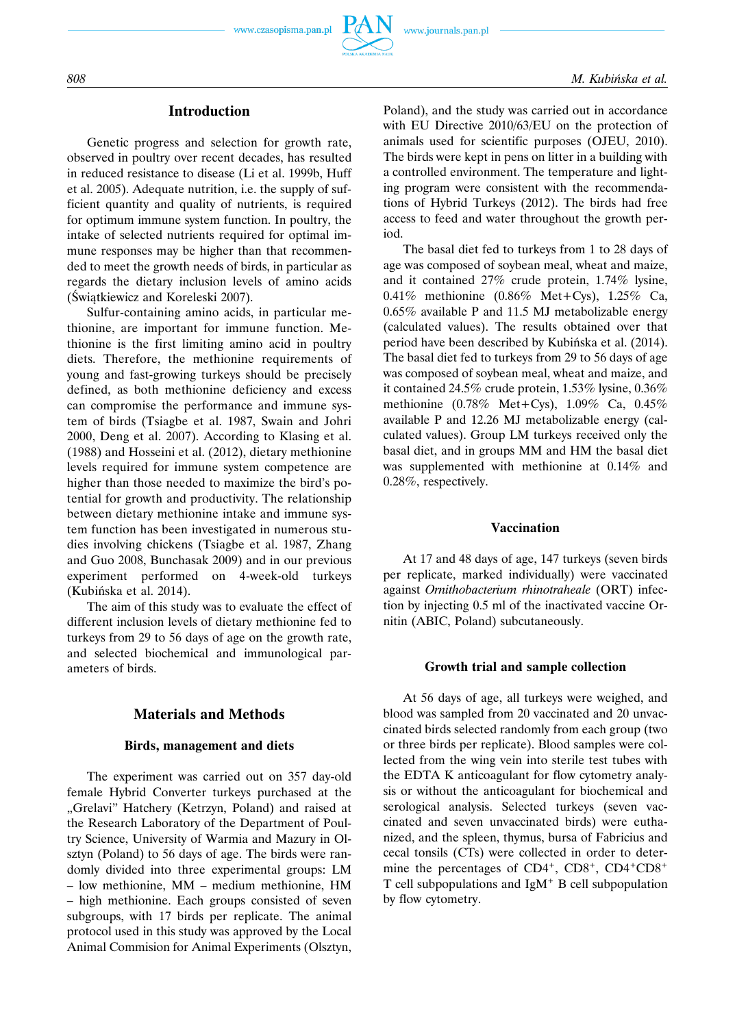## Introduction

Genetic progress and selection for growth rate, observed in poultry over recent decades, has resulted in reduced resistance to disease (Li et al. 1999b, Huff et al. 2005). Adequate nutrition, i.e. the supply of sufficient quantity and quality of nutrients, is required for optimum immune system function. In poultry, the intake of selected nutrients required for optimal immune responses may be higher than that recommended to meet the growth needs of birds, in particular as regards the dietary inclusion levels of amino acids (Świątkiewicz and Koreleski 2007).

Sulfur-containing amino acids, in particular methionine, are important for immune function. Methionine is the first limiting amino acid in poultry diets. Therefore, the methionine requirements of young and fast-growing turkeys should be precisely defined, as both methionine deficiency and excess can compromise the performance and immune system of birds (Tsiagbe et al. 1987, Swain and Johri 2000, Deng et al. 2007). According to Klasing et al. (1988) and Hosseini et al. (2012), dietary methionine levels required for immune system competence are higher than those needed to maximize the bird's potential for growth and productivity. The relationship between dietary methionine intake and immune system function has been investigated in numerous studies involving chickens (Tsiagbe et al. 1987, Zhang and Guo 2008, Bunchasak 2009) and in our previous experiment performed on 4-week-old turkeys (Kubińska et al. 2014).

The aim of this study was to evaluate the effect of different inclusion levels of dietary methionine fed to turkeys from 29 to 56 days of age on the growth rate, and selected biochemical and immunological parameters of birds.

## Materials and Methods

### Birds, management and diets

The experiment was carried out on 357 day-old female Hybrid Converter turkeys purchased at the „Grelavi" Hatchery (Kętrzyn, Poland) and raised at the Research Laboratory of the Department of Poultry Science, University of Warmia and Mazury in Olsztyn (Poland) to 56 days of age. The birds were randomly divided into three experimental groups: LM – low methionine, MM – medium methionine, HM – high methionine. Each groups consisted of seven subgroups, with 17 birds per replicate. The animal protocol used in this study was approved by the Local Animal Commision for Animal Experiments (Olsztyn, Poland), and the study was carried out in accordance with EU Directive 2010/63/EU on the protection of animals used for scientific purposes (OJEU, 2010). The birds were kept in pens on litter in a building with a controlled environment. The temperature and lighting program were consistent with the recommendations of Hybrid Turkeys (2012). The birds had free access to feed and water throughout the growth period.

The basal diet fed to turkeys from 1 to 28 days of age was composed of soybean meal, wheat and maize, and it contained 27% crude protein, 1.74% lysine, 0.41% methionine (0.86% Met+Cys), 1.25% Ca, 0.65% available P and 11.5 MJ metabolizable energy (calculated values). The results obtained over that period have been described by Kubińska et al. (2014). The basal diet fed to turkeys from 29 to 56 days of age was composed of soybean meal, wheat and maize, and it contained 24.5% crude protein, 1.53% lysine, 0.36% methionine (0.78% Met+Cys), 1.09% Ca, 0.45% available P and 12.26 MJ metabolizable energy (calculated values). Group LM turkeys received only the basal diet, and in groups MM and HM the basal diet was supplemented with methionine at 0.14% and 0.28%, respectively.

### Vaccination

At 17 and 48 days of age, 147 turkeys (seven birds per replicate, marked individually) were vaccinated against *Ornithobacterium rhinotraheale* (ORT) infection by injecting 0.5 ml of the inactivated vaccine Ornitin (ABIC, Poland) subcutaneously.

### Growth trial and sample collection

At 56 days of age, all turkeys were weighed, and blood was sampled from 20 vaccinated and 20 unvaccinated birds selected randomly from each group (two or three birds per replicate). Blood samples were collected from the wing vein into sterile test tubes with the EDTA K anticoagulant for flow cytometry analysis or without the anticoagulant for biochemical and serological analysis. Selected turkeys (seven vaccinated and seven unvaccinated birds) were euthanized, and the spleen, thymus, bursa of Fabricius and cecal tonsils (CTs) were collected in order to determine the percentages of $CD4^+$, $CD8^+$, $CD4^+CD8^+$ T cell subpopulations and $IgM^+$ B cell subpopulation by flow cytometry.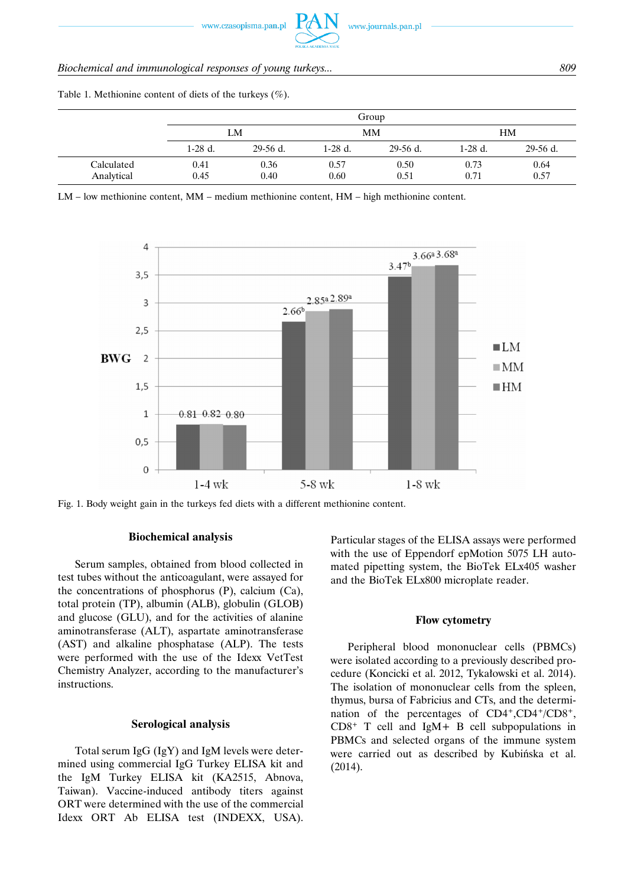Table 1. Methionine content of diets of the turkeys (%).

| | Group | | | | | |
|---|---|---|---|---|---|---|
| | LM | | MM | | HM | |
| | 1-28 d. | 29-56 d. | 1-28 d. | 29-56 d. | 1-28 d. | 29-56 d. |
| Calculated | 0.41 | 0.36 | 0.57 | 0.50 | 0.73 | 0.64 |
| Analytical | 0.45 | 0.40 | 0.60 | 0.51 | 0.71 | 0.57 |

LM – low methionine content, MM – medium methionine content, HM – high methionine content.

Fig. 1. Body weight gain in the turkeys fed diets with a different methionine content.

### Biochemical analysis

Serum samples, obtained from blood collected in test tubes without the anticoagulant, were assayed for the concentrations of phosphorus (P), calcium (Ca), total protein (TP), albumin (ALB), globulin (GLOB) and glucose (GLU), and for the activities of alanine aminotransferase (ALT), aspartate aminotransferase (AST) and alkaline phosphatase (ALP). The tests were performed with the use of the Idexx VetTest Chemistry Analyzer, according to the manufacturer's instructions.

### Serological analysis

Total serum IgG (IgY) and IgM levels were determined using commercial IgG Turkey ELISA kit and the IgM Turkey ELISA kit (KA2515, Abnova, Taiwan). Vaccine-induced antibody titers against ORT were determined with the use of the commercial Idexx ORT Ab ELISA test (INDEXX, USA). Particular stages of the ELISA assays were performed with the use of Eppendorf epMotion 5075 LH automated pipetting system, the BioTek ELx405 washer and the BioTek ELx800 microplate reader.

### Flow cytometry

Peripheral blood mononuclear cells (PBMCs) were isolated according to a previously described procedure (Koncicki et al. 2012, Tykałowski et al. 2014). The isolation of mononuclear cells from the spleen, thymus, bursa of Fabricius and CTs, and the determination of the percentages of $CD4^+$,$CD4^+$/$CD8^+$, $CD8^+$ T cell and IgM+ B cell subpopulations in PBMCs and selected organs of the immune system were carried out as described by Kubińska et al. (2014).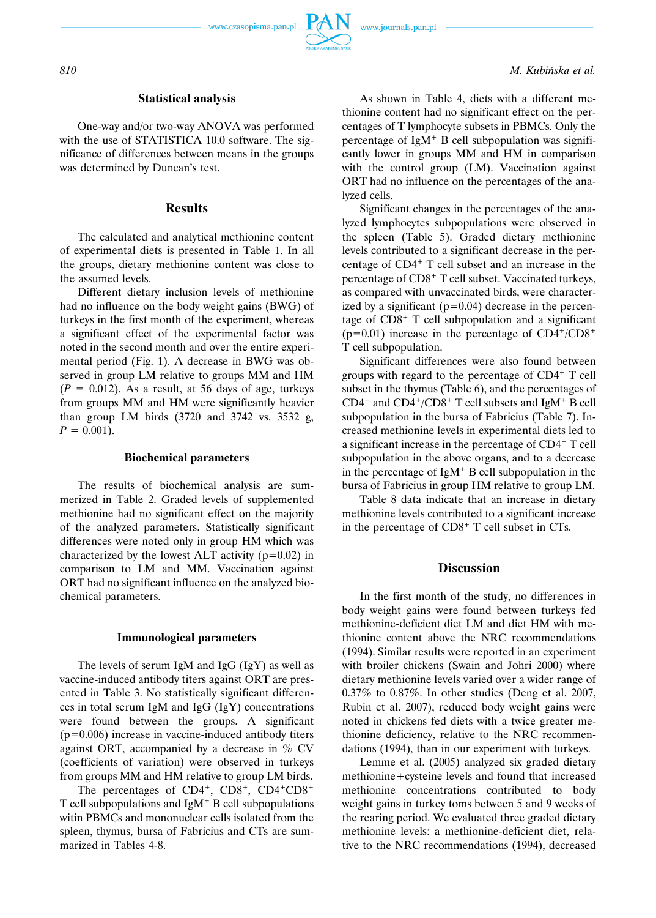### Statistical analysis

One-way and/or two-way ANOVA was performed with the use of STATISTICA 10.0 software. The significance of differences between means in the groups was determined by Duncan's test.

## Results

The calculated and analytical methionine content of experimental diets is presented in Table 1. In all the groups, dietary methionine content was close to the assumed levels.

Different dietary inclusion levels of methionine had no influence on the body weight gains (BWG) of turkeys in the first month of the experiment, whereas a significant effect of the experimental factor was noted in the second month and over the entire experimental period (Fig. 1). A decrease in BWG was observed in group LM relative to groups MM and HM ($P$ = 0.012). As a result, at 56 days of age, turkeys from groups MM and HM were significantly heavier than group LM birds (3720 and 3742 vs. 3532 g, $P$ = 0.001).

### Biochemical parameters

The results of biochemical analysis are summerized in Table 2. Graded levels of supplemented methionine had no significant effect on the majority of the analyzed parameters. Statistically significant differences were noted only in group HM which was characterized by the lowest ALT activity (p=0.02) in comparison to LM and MM. Vaccination against ORT had no significant influence on the analyzed biochemical parameters.

### Immunological parameters

The levels of serum IgM and IgG (IgY) as well as vaccine-induced antibody titers against ORT are presented in Table 3. No statistically significant differences in total serum IgM and IgG (IgY) concentrations were found between the groups. A significant (p=0.006) increase in vaccine-induced antibody titers against ORT, accompanied by a decrease in % CV (coefficients of variation) were observed in turkeys from groups MM and HM relative to group LM birds.

The percentages of $CD4^+$, $CD8^+$, $CD4^+CD8^+$ T cell subpopulations and $IgM^+$ B cell subpopulations witin PBMCs and mononuclear cells isolated from the spleen, thymus, bursa of Fabricius and CTs are summarized in Tables 4-8.

As shown in Table 4, diets with a different methionine content had no significant effect on the percentages of T lymphocyte subsets in PBMCs. Only the percentage of $IgM^+$ B cell subpopulation was significantly lower in groups MM and HM in comparison with the control group (LM). Vaccination against ORT had no influence on the percentages of the analyzed cells.

Significant changes in the percentages of the analyzed lymphocytes subpopulations were observed in the spleen (Table 5). Graded dietary methionine levels contributed to a significant decrease in the percentage of $CD4^+$ T cell subset and an increase in the percentage of $CD8^+$ T cell subset. Vaccinated turkeys, as compared with unvaccinated birds, were characterized by a significant (p=0.04) decrease in the percentage of $CD8^+$ T cell subpopulation and a significant (p=0.01) increase in the percentage of $CD4^+/CD8^+$ T cell subpopulation.

Significant differences were also found between groups with regard to the percentage of $CD4^+$ T cell subset in the thymus (Table 6), and the percentages of $CD4^+$ and $CD4^+/CD8^+$ T cell subsets and $IgM^+$ B cell subpopulation in the bursa of Fabricius (Table 7). Increased methionine levels in experimental diets led to a significant increase in the percentage of $CD4^+$ T cell subpopulation in the above organs, and to a decrease in the percentage of $IgM^+$ B cell subpopulation in the bursa of Fabricius in group HM relative to group LM.

Table 8 data indicate that an increase in dietary methionine levels contributed to a significant increase in the percentage of $CD8^+$ T cell subset in CTs.

## Discussion

In the first month of the study, no differences in body weight gains were found between turkeys fed methionine-deficient diet LM and diet HM with methionine content above the NRC recommendations (1994). Similar results were reported in an experiment with broiler chickens (Swain and Johri 2000) where dietary methionine levels varied over a wider range of 0.37% to 0.87%. In other studies (Deng et al. 2007, Rubin et al. 2007), reduced body weight gains were noted in chickens fed diets with a twice greater methionine deficiency, relative to the NRC recommendations (1994), than in our experiment with turkeys.

Lemme et al. (2005) analyzed six graded dietary methionine+cysteine levels and found that increased methionine concentrations contributed to body weight gains in turkey toms between 5 and 9 weeks of the rearing period. We evaluated three graded dietary methionine levels: a methionine-deficient diet, relative to the NRC recommendations (1994), decreased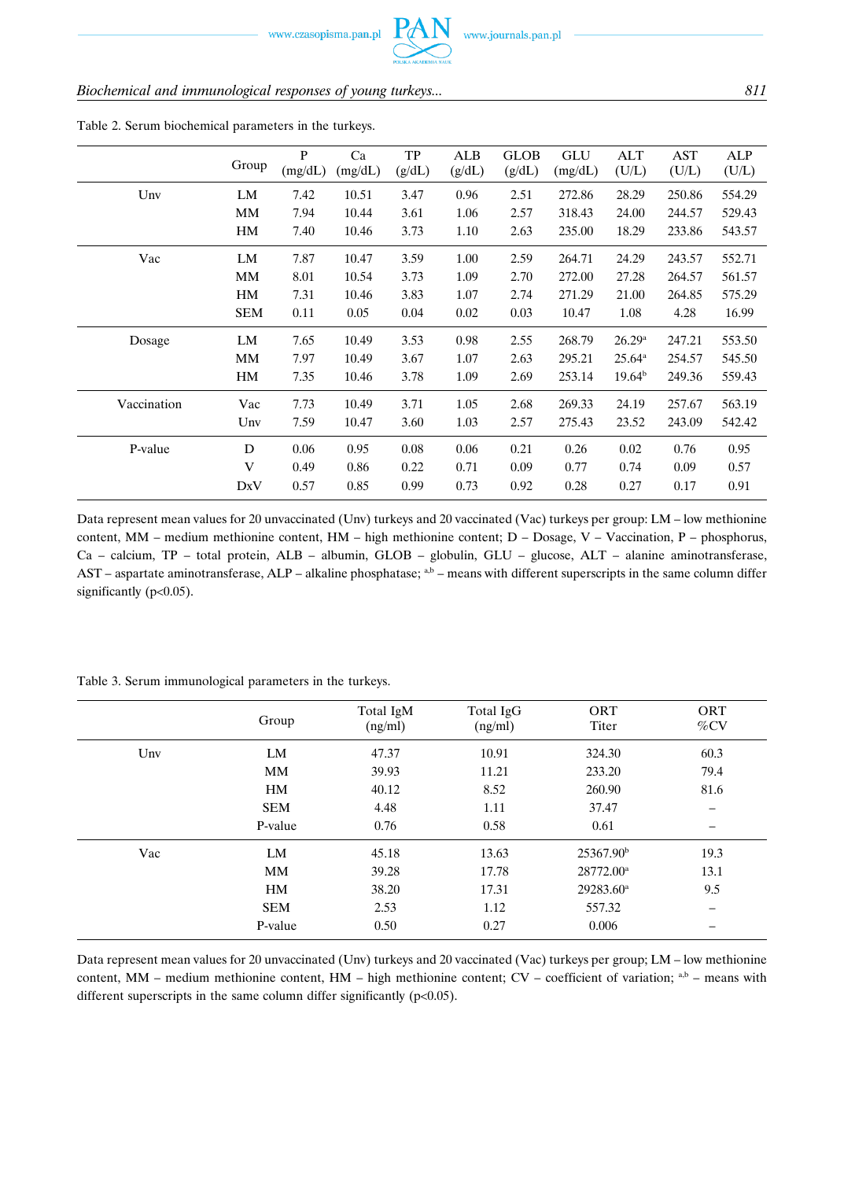Table 2. Serum biochemical parameters in the turkeys.

| | Group | P (mg/dL) | Ca (mg/dL) | TP (g/dL) | ALB (g/dL) | GLOB (g/dL) | GLU (mg/dL) | ALT (U/L) | AST (U/L) | ALP (U/L) |
|---|---|---|---|---|---|---|---|---|---|---|
| Unv | LM | 7.42 | 10.51 | 3.47 | 0.96 | 2.51 | 272.86 | 28.29 | 250.86 | 554.29 |
| | MM | 7.94 | 10.44 | 3.61 | 1.06 | 2.57 | 318.43 | 24.00 | 244.57 | 529.43 |
| | HM | 7.40 | 10.46 | 3.73 | 1.10 | 2.63 | 235.00 | 18.29 | 233.86 | 543.57 |
| Vac | LM | 7.87 | 10.47 | 3.59 | 1.00 | 2.59 | 264.71 | 24.29 | 243.57 | 552.71 |
| | MM | 8.01 | 10.54 | 3.73 | 1.09 | 2.70 | 272.00 | 27.28 | 264.57 | 561.57 |
| | HM | 7.31 | 10.46 | 3.83 | 1.07 | 2.74 | 271.29 | 21.00 | 264.85 | 575.29 |
| | SEM | 0.11 | 0.05 | 0.04 | 0.02 | 0.03 | 10.47 | 1.08 | 4.28 | 16.99 |
| Dosage | LM | 7.65 | 10.49 | 3.53 | 0.98 | 2.55 | 268.79 | 26.29[a] | 247.21 | 553.50 |
| | MM | 7.97 | 10.49 | 3.67 | 1.07 | 2.63 | 295.21 | 25.64[a] | 254.57 | 545.50 |
| | HM | 7.35 | 10.46 | 3.78 | 1.09 | 2.69 | 253.14 | 19.64[b] | 249.36 | 559.43 |
| Vaccination | Vac | 7.73 | 10.49 | 3.71 | 1.05 | 2.68 | 269.33 | 24.19 | 257.67 | 563.19 |
| | Unv | 7.59 | 10.47 | 3.60 | 1.03 | 2.57 | 275.43 | 23.52 | 243.09 | 542.42 |
| P-value | D | 0.06 | 0.95 | 0.08 | 0.06 | 0.21 | 0.26 | 0.02 | 0.76 | 0.95 |
| | V | 0.49 | 0.86 | 0.22 | 0.71 | 0.09 | 0.77 | 0.74 | 0.09 | 0.57 |
| | DxV | 0.57 | 0.85 | 0.99 | 0.73 | 0.92 | 0.28 | 0.27 | 0.17 | 0.91 |

Data represent mean values for 20 unvaccinated (Unv) turkeys and 20 vaccinated (Vac) turkeys per group: LM – low methionine content, MM – medium methionine content, HM – high methionine content; D – Dosage, V – Vaccination, P – phosphorus, Ca – calcium, TP – total protein, ALB – albumin, GLOB – globulin, GLU – glucose, ALT – alanine aminotransferase, AST – aspartate aminotransferase, ALP – alkaline phosphatase; [a,b] – means with different superscripts in the same column differ significantly ($p<0.05$).

Table 3. Serum immunological parameters in the turkeys.

| | Group | Total IgM (ng/ml) | Total IgG (ng/ml) | ORT Titer | ORT %CV |
|---|---|---|---|---|---|
| Unv | LM | 47.37 | 10.91 | 324.30 | 60.3 |
| | MM | 39.93 | 11.21 | 233.20 | 79.4 |
| | HM | 40.12 | 8.52 | 260.90 | 81.6 |
| | SEM | 4.48 | 1.11 | 37.47 | – |
| | P-value | 0.76 | 0.58 | 0.61 | – |
| Vac | LM | 45.18 | 13.63 | 25367.90[b] | 19.3 |
| | MM | 39.28 | 17.78 | 28772.00[a] | 13.1 |
| | HM | 38.20 | 17.31 | 29283.60[a] | 9.5 |
| | SEM | 2.53 | 1.12 | 557.32 | – |
| | P-value | 0.50 | 0.27 | 0.006 | – |

Data represent mean values for 20 unvaccinated (Unv) turkeys and 20 vaccinated (Vac) turkeys per group; LM – low methionine content, MM – medium methionine content, HM – high methionine content; CV – coefficient of variation; [a,b] – means with different superscripts in the same column differ significantly ($p<0.05$).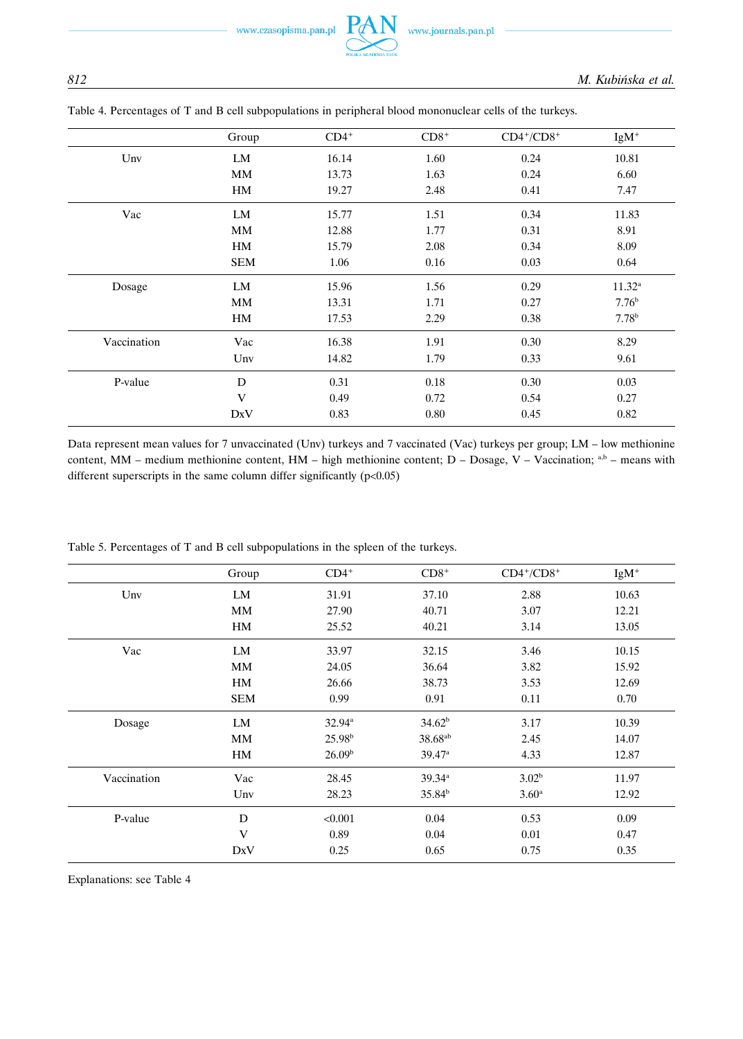Table 4. Percentages of T and B cell subpopulations in peripheral blood mononuclear cells of the turkeys.

| | Group | $CD4^+$ | $CD8^+$ | $CD4^+/CD8^+$ | $IgM^+$ |
|---|---|---|---|---|---|
| Unv | LM | 16.14 | 1.60 | 0.24 | 10.81 |
| | MM | 13.73 | 1.63 | 0.24 | 6.60 |
| | HM | 19.27 | 2.48 | 0.41 | 7.47 |
| Vac | LM | 15.77 | 1.51 | 0.34 | 11.83 |
| | MM | 12.88 | 1.77 | 0.31 | 8.91 |
| | HM | 15.79 | 2.08 | 0.34 | 8.09 |
| | SEM | 1.06 | 0.16 | 0.03 | 0.64 |
| Dosage | LM | 15.96 | 1.56 | 0.29 | 11.32[a] |
| | MM | 13.31 | 1.71 | 0.27 | 7.76[b] |
| | HM | 17.53 | 2.29 | 0.38 | 7.78[b] |
| Vaccination | Vac | 16.38 | 1.91 | 0.30 | 8.29 |
| | Unv | 14.82 | 1.79 | 0.33 | 9.61 |
| P-value | D | 0.31 | 0.18 | 0.30 | 0.03 |
| | V | 0.49 | 0.72 | 0.54 | 0.27 |
| | DxV | 0.83 | 0.80 | 0.45 | 0.82 |

Data represent mean values for 7 unvaccinated (Unv) turkeys and 7 vaccinated (Vac) turkeys per group; LM – low methionine content, MM – medium methionine content, HM – high methionine content; D – Dosage, V – Vaccination; [a,b] – means with different superscripts in the same column differ significantly ($p<0.05$)

Table 5. Percentages of T and B cell subpopulations in the spleen of the turkeys.

| | Group | $CD4^+$ | $CD8^+$ | $CD4^+/CD8^+$ | $IgM^+$ |
|---|---|---|---|---|---|
| Unv | LM | 31.91 | 37.10 | 2.88 | 10.63 |
| | MM | 27.90 | 40.71 | 3.07 | 12.21 |
| | HM | 25.52 | 40.21 | 3.14 | 13.05 |
| Vac | LM | 33.97 | 32.15 | 3.46 | 10.15 |
| | MM | 24.05 | 36.64 | 3.82 | 15.92 |
| | HM | 26.66 | 38.73 | 3.53 | 12.69 |
| | SEM | 0.99 | 0.91 | 0.11 | 0.70 |
| Dosage | LM | 32.94[a] | 34.62[b] | 3.17 | 10.39 |
| | MM | 25.98[b] | 38.68[ab] | 2.45 | 14.07 |
| | HM | 26.09[b] | 39.47[a] | 4.33 | 12.87 |
| Vaccination | Vac | 28.45 | 39.34[a] | 3.02[b] | 11.97 |
| | Unv | 28.23 | 35.84[b] | 3.60[a] | 12.92 |
| P-value | D | <0.001 | 0.04 | 0.53 | 0.09 |
| | V | 0.89 | 0.04 | 0.01 | 0.47 |
| | DxV | 0.25 | 0.65 | 0.75 | 0.35 |

Explanations: see Table 4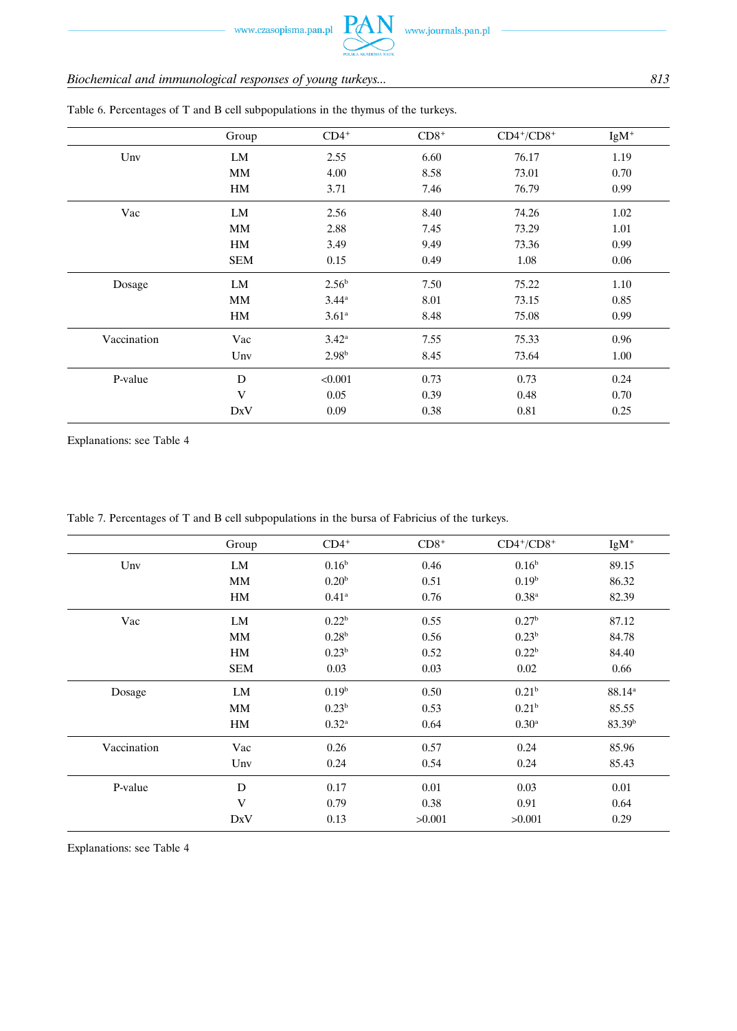Table 6. Percentages of T and B cell subpopulations in the thymus of the turkeys.

| | Group | $CD4^+$ | $CD8^+$ | $CD4^+/CD8^+$ | $IgM^+$ |
|---|---|---|---|---|---|
| Unv | LM | 2.55 | 6.60 | 76.17 | 1.19 |
| | MM | 4.00 | 8.58 | 73.01 | 0.70 |
| | HM | 3.71 | 7.46 | 76.79 | 0.99 |
| Vac | LM | 2.56 | 8.40 | 74.26 | 1.02 |
| | MM | 2.88 | 7.45 | 73.29 | 1.01 |
| | HM | 3.49 | 9.49 | 73.36 | 0.99 |
| | SEM | 0.15 | 0.49 | 1.08 | 0.06 |
| Dosage | LM | $2.56^b$ | 7.50 | 75.22 | 1.10 |
| | MM | $3.44^a$ | 8.01 | 73.15 | 0.85 |
| | HM | $3.61^a$ | 8.48 | 75.08 | 0.99 |
| Vaccination | Vac | $3.42^a$ | 7.55 | 75.33 | 0.96 |
| | Unv | $2.98^b$ | 8.45 | 73.64 | 1.00 |
| P-value | D | <0.001 | 0.73 | 0.73 | 0.24 |
| | V | 0.05 | 0.39 | 0.48 | 0.70 |
| | DxV | 0.09 | 0.38 | 0.81 | 0.25 |

Explanations: see Table 4

Table 7. Percentages of T and B cell subpopulations in the bursa of Fabricius of the turkeys.

| | Group | $CD4^+$ | $CD8^+$ | $CD4^+/CD8^+$ | $IgM^+$ |
|---|---|---|---|---|---|
| Unv | LM | $0.16^b$ | 0.46 | $0.16^b$ | 89.15 |
| | MM | $0.20^b$ | 0.51 | $0.19^b$ | 86.32 |
| | HM | $0.41^a$ | 0.76 | $0.38^a$ | 82.39 |
| Vac | LM | $0.22^b$ | 0.55 | $0.27^b$ | 87.12 |
| | MM | $0.28^b$ | 0.56 | $0.23^b$ | 84.78 |
| | HM | $0.23^b$ | 0.52 | $0.22^b$ | 84.40 |
| | SEM | 0.03 | 0.03 | 0.02 | 0.66 |
| Dosage | LM | $0.19^b$ | 0.50 | $0.21^b$ | $88.14^a$ |
| | MM | $0.23^b$ | 0.53 | $0.21^b$ | 85.55 |
| | HM | $0.32^a$ | 0.64 | $0.30^a$ | $83.39^b$ |
| Vaccination | Vac | 0.26 | 0.57 | 0.24 | 85.96 |
| | Unv | 0.24 | 0.54 | 0.24 | 85.43 |
| P-value | D | 0.17 | 0.01 | 0.03 | 0.01 |
| | V | 0.79 | 0.38 | 0.91 | 0.64 |
| | DxV | 0.13 | >0.001 | >0.001 | 0.29 |

Explanations: see Table 4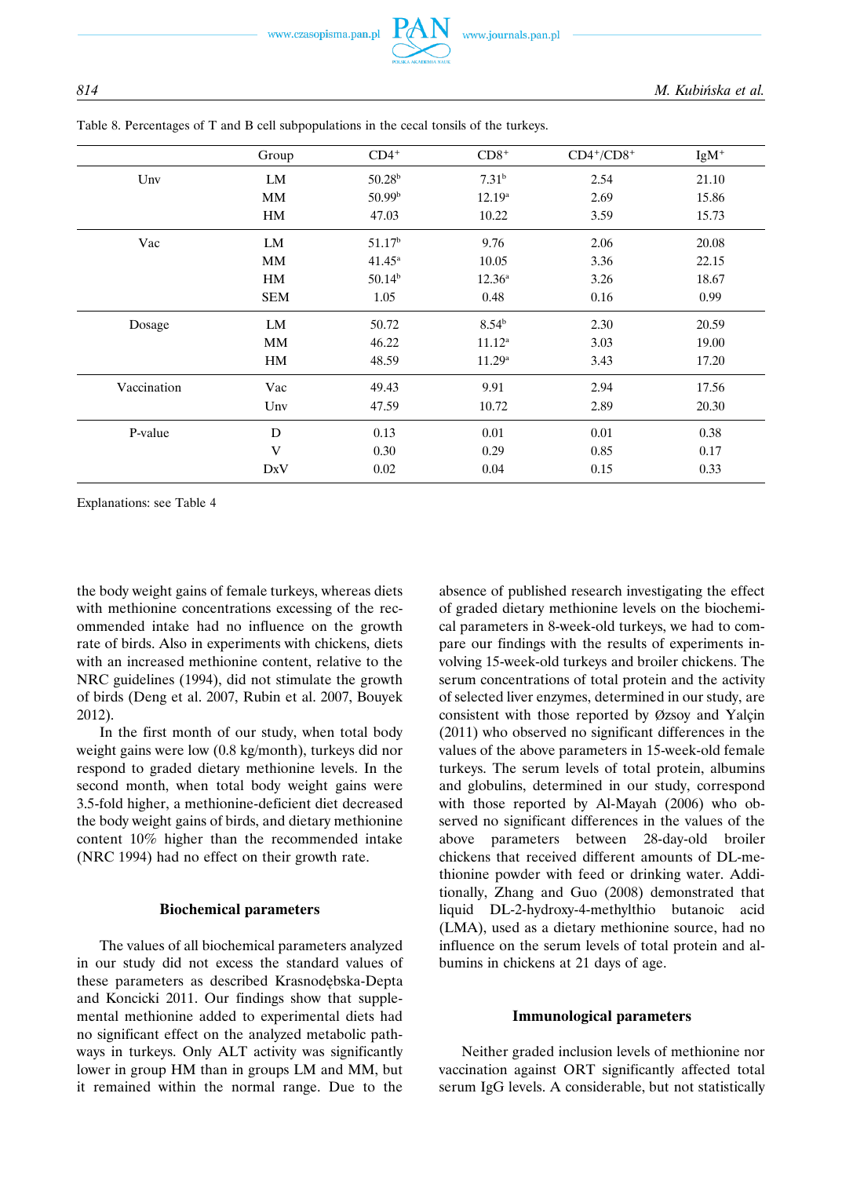Table 8. Percentages of T and B cell subpopulations in the cecal tonsils of the turkeys.

| | Group | $CD4^+$ | $CD8^+$ | $CD4^+/CD8^+$ | $IgM^+$ |
|---|---|---|---|---|---|
| Unv | LM | 50.28[b] | 7.31[b] | 2.54 | 21.10 |
| | MM | 50.99[b] | 12.19[a] | 2.69 | 15.86 |
| | HM | 47.03 | 10.22 | 3.59 | 15.73 |
| Vac | LM | 51.17[b] | 9.76 | 2.06 | 20.08 |
| | MM | 41.45[a] | 10.05 | 3.36 | 22.15 |
| | HM | 50.14[b] | 12.36[a] | 3.26 | 18.67 |
| | SEM | 1.05 | 0.48 | 0.16 | 0.99 |
| Dosage | LM | 50.72 | 8.54[b] | 2.30 | 20.59 |
| | MM | 46.22 | 11.12[a] | 3.03 | 19.00 |
| | HM | 48.59 | 11.29[a] | 3.43 | 17.20 |
| Vaccination | Vac | 49.43 | 9.91 | 2.94 | 17.56 |
| | Unv | 47.59 | 10.72 | 2.89 | 20.30 |
| P-value | D | 0.13 | 0.01 | 0.01 | 0.38 |
| | V | 0.30 | 0.29 | 0.85 | 0.17 |
| | DxV | 0.02 | 0.04 | 0.15 | 0.33 |

Explanations: see Table 4

the body weight gains of female turkeys, whereas diets with methionine concentrations excessing of the recommended intake had no influence on the growth rate of birds. Also in experiments with chickens, diets with an increased methionine content, relative to the NRC guidelines (1994), did not stimulate the growth of birds (Deng et al. 2007, Rubin et al. 2007, Bouyek 2012).

In the first month of our study, when total body weight gains were low (0.8 kg/month), turkeys did nor respond to graded dietary methionine levels. In the second month, when total body weight gains were 3.5-fold higher, a methionine-deficient diet decreased the body weight gains of birds, and dietary methionine content 10% higher than the recommended intake (NRC 1994) had no effect on their growth rate.

### Biochemical parameters

The values of all biochemical parameters analyzed in our study did not excess the standard values of these parameters as described Krasnodębska-Depta and Koncicki 2011. Our findings show that supplemental methionine added to experimental diets had no significant effect on the analyzed metabolic pathways in turkeys. Only ALT activity was significantly lower in group HM than in groups LM and MM, but it remained within the normal range. Due to the absence of published research investigating the effect of graded dietary methionine levels on the biochemical parameters in 8-week-old turkeys, we had to compare our findings with the results of experiments involving 15-week-old turkeys and broiler chickens. The serum concentrations of total protein and the activity of selected liver enzymes, determined in our study, are consistent with those reported by Øzsoy and Yalçin (2011) who observed no significant differences in the values of the above parameters in 15-week-old female turkeys. The serum levels of total protein, albumins and globulins, determined in our study, correspond with those reported by Al-Mayah (2006) who observed no significant differences in the values of the above parameters between 28-day-old broiler chickens that received different amounts of DL-methionine powder with feed or drinking water. Additionally, Zhang and Guo (2008) demonstrated that liquid DL-2-hydroxy-4-methylthio butanoic acid (LMA), used as a dietary methionine source, had no influence on the serum levels of total protein and albumins in chickens at 21 days of age.

### Immunological parameters

Neither graded inclusion levels of methionine nor vaccination against ORT significantly affected total serum IgG levels. A considerable, but not statistically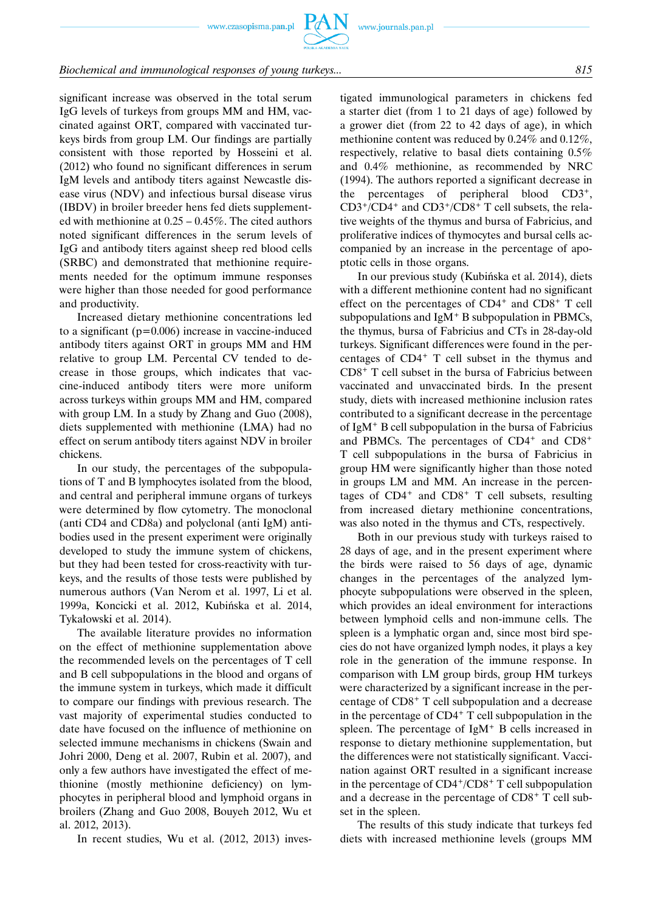significant increase was observed in the total serum IgG levels of turkeys from groups MM and HM, vaccinated against ORT, compared with vaccinated turkeys birds from group LM. Our findings are partially consistent with those reported by Hosseini et al. (2012) who found no significant differences in serum IgM levels and antibody titers against Newcastle disease virus (NDV) and infectious bursal disease virus (IBDV) in broiler breeder hens fed diets supplemented with methionine at 0.25 – 0.45%. The cited authors noted significant differences in the serum levels of IgG and antibody titers against sheep red blood cells (SRBC) and demonstrated that methionine requirements needed for the optimum immune responses were higher than those needed for good performance and productivity.

Increased dietary methionine concentrations led to a significant ($p=0.006$) increase in vaccine-induced antibody titers against ORT in groups MM and HM relative to group LM. Percental CV tended to decrease in those groups, which indicates that vaccine-induced antibody titers were more uniform across turkeys within groups MM and HM, compared with group LM. In a study by Zhang and Guo (2008), diets supplemented with methionine (LMA) had no effect on serum antibody titers against NDV in broiler chickens.

In our study, the percentages of the subpopulations of T and B lymphocytes isolated from the blood, and central and peripheral immune organs of turkeys were determined by flow cytometry. The monoclonal (anti CD4 and CD8a) and polyclonal (anti IgM) antibodies used in the present experiment were originally developed to study the immune system of chickens, but they had been tested for cross-reactivity with turkeys, and the results of those tests were published by numerous authors (Van Nerom et al. 1997, Li et al. 1999a, Koncicki et al. 2012, Kubińska et al. 2014, Tykałowski et al. 2014).

The available literature provides no information on the effect of methionine supplementation above the recommended levels on the percentages of T cell and B cell subpopulations in the blood and organs of the immune system in turkeys, which made it difficult to compare our findings with previous research. The vast majority of experimental studies conducted to date have focused on the influence of methionine on selected immune mechanisms in chickens (Swain and Johri 2000, Deng et al. 2007, Rubin et al. 2007), and only a few authors have investigated the effect of methionine (mostly methionine deficiency) on lymphocytes in peripheral blood and lymphoid organs in broilers (Zhang and Guo 2008, Bouyeh 2012, Wu et al. 2012, 2013).

In recent studies, Wu et al. (2012, 2013) investigated immunological parameters in chickens fed a starter diet (from 1 to 21 days of age) followed by a grower diet (from 22 to 42 days of age), in which methionine content was reduced by 0.24% and 0.12%, respectively, relative to basal diets containing 0.5% and 0.4% methionine, as recommended by NRC (1994). The authors reported a significant decrease in the percentages of peripheral blood $CD3^+$, $CD3^+/CD4^+$ and $CD3^+/CD8^+$ T cell subsets, the relative weights of the thymus and bursa of Fabricius, and proliferative indices of thymocytes and bursal cells accompanied by an increase in the percentage of apoptotic cells in those organs.

In our previous study (Kubińska et al. 2014), diets with a different methionine content had no significant effect on the percentages of $CD4^+$ and $CD8^+$ T cell subpopulations and $IgM^+$ B subpopulation in PBMCs, the thymus, bursa of Fabricius and CTs in 28-day-old turkeys. Significant differences were found in the percentages of $CD4^+$ T cell subset in the thymus and $CD8^+$ T cell subset in the bursa of Fabricius between vaccinated and unvaccinated birds. In the present study, diets with increased methionine inclusion rates contributed to a significant decrease in the percentage of $IgM^+$ B cell subpopulation in the bursa of Fabricius and PBMCs. The percentages of $CD4^+$ and $CD8^+$ T cell subpopulations in the bursa of Fabricius in group HM were significantly higher than those noted in groups LM and MM. An increase in the percentages of $CD4^+$ and $CD8^+$ T cell subsets, resulting from increased dietary methionine concentrations, was also noted in the thymus and CTs, respectively.

Both in our previous study with turkeys raised to 28 days of age, and in the present experiment where the birds were raised to 56 days of age, dynamic changes in the percentages of the analyzed lymphocyte subpopulations were observed in the spleen, which provides an ideal environment for interactions between lymphoid cells and non-immune cells. The spleen is a lymphatic organ and, since most bird species do not have organized lymph nodes, it plays a key role in the generation of the immune response. In comparison with LM group birds, group HM turkeys were characterized by a significant increase in the percentage of $CD8^+$ T cell subpopulation and a decrease in the percentage of $CD4^+$ T cell subpopulation in the spleen. The percentage of $IgM^+$ B cells increased in response to dietary methionine supplementation, but the differences were not statistically significant. Vaccination against ORT resulted in a significant increase in the percentage of $CD4^+/CD8^+$ T cell subpopulation and a decrease in the percentage of $CD8^+$ T cell subset in the spleen.

The results of this study indicate that turkeys fed diets with increased methionine levels (groups MM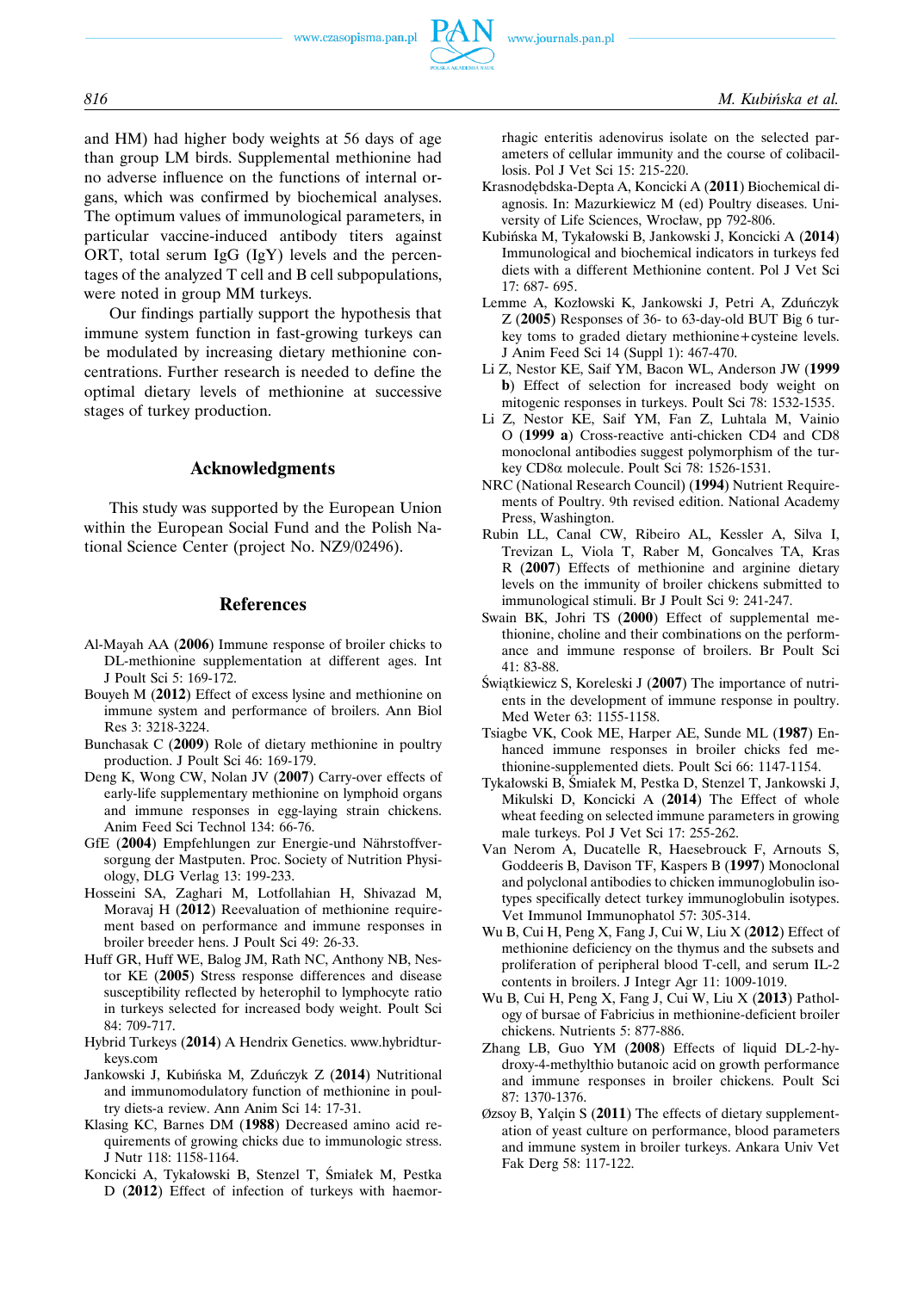and HM) had higher body weights at 56 days of age than group LM birds. Supplemental methionine had no adverse influence on the functions of internal organs, which was confirmed by biochemical analyses. The optimum values of immunological parameters, in particular vaccine-induced antibody titers against ORT, total serum IgG (IgY) levels and the percentages of the analyzed T cell and B cell subpopulations, were noted in group MM turkeys.

Our findings partially support the hypothesis that immune system function in fast-growing turkeys can be modulated by increasing dietary methionine concentrations. Further research is needed to define the optimal dietary levels of methionine at successive stages of turkey production.

## Acknowledgments

This study was supported by the European Union within the European Social Fund and the Polish National Science Center (project No. NZ9/02496).

## References

Al-Mayah AA (**2006**) Immune response of broiler chicks to DL-methionine supplementation at different ages. Int J Poult Sci 5: 169-172.

Bouyeh M (**2012**) Effect of excess lysine and methionine on immune system and performance of broilers. Ann Biol Res 3: 3218-3224.

Bunchasak C (**2009**) Role of dietary methionine in poultry production. J Poult Sci 46: 169-179.

Deng K, Wong CW, Nolan JV (**2007**) Carry-over effects of early-life supplementary methionine on lymphoid organs and immune responses in egg-laying strain chickens. Anim Feed Sci Technol 134: 66-76.

GfE (**2004**) Empfehlungen zur Energie-und Nährstoffversorgung der Mastputen. Proc. Society of Nutrition Physiology, DLG Verlag 13: 199-233.

Hosseini SA, Zaghari M, Lotfollahian H, Shivazad M, Moravaj H (**2012**) Reevaluation of methionine requirement based on performance and immune responses in broiler breeder hens. J Poult Sci 49: 26-33.

Huff GR, Huff WE, Balog JM, Rath NC, Anthony NB, Nestor KE (**2005**) Stress response differences and disease susceptibility reflected by heterophil to lymphocyte ratio in turkeys selected for increased body weight. Poult Sci 84: 709-717.

Hybrid Turkeys (**2014**) A Hendrix Genetics. www.hybridturkeys.com

Jankowski J, Kubińska M, Zduńczyk Z (**2014**) Nutritional and immunomodulatory function of methionine in poultry diets-a review. Ann Anim Sci 14: 17-31.

Klasing KC, Barnes DM (**1988**) Decreased amino acid requirements of growing chicks due to immunologic stress. J Nutr 118: 1158-1164.

Koncicki A, Tykałowski B, Stenzel T, Śmiałek M, Pestka D (**2012**) Effect of infection of turkeys with haemorrhagic enteritis adenovirus isolate on the selected parameters of cellular immunity and the course of colibacillosis. Pol J Vet Sci 15: 215-220.

Krasnodębdska-Depta A, Koncicki A (**2011**) Biochemical diagnosis. In: Mazurkiewicz M (ed) Poultry diseases. University of Life Sciences, Wrocław, pp 792-806.

Kubińska M, Tykałowski B, Jankowski J, Koncicki A (**2014**) Immunological and biochemical indicators in turkeys fed diets with a different Methionine content. Pol J Vet Sci 17: 687- 695.

Lemme A, Kozłowski K, Jankowski J, Petri A, Zduńczyk Z (**2005**) Responses of 36- to 63-day-old BUT Big 6 turkey toms to graded dietary methionine+cysteine levels. J Anim Feed Sci 14 (Suppl 1): 467-470.

Li Z, Nestor KE, Saif YM, Bacon WL, Anderson JW (**1999 b**) Effect of selection for increased body weight on mitogenic responses in turkeys. Poult Sci 78: 1532-1535.

Li Z, Nestor KE, Saif YM, Fan Z, Luhtala M, Vainio O (**1999 a**) Cross-reactive anti-chicken CD4 and CD8 monoclonal antibodies suggest polymorphism of the turkey CD8α molecule. Poult Sci 78: 1526-1531.

NRC (National Research Council) (**1994**) Nutrient Requirements of Poultry. 9th revised edition. National Academy Press, Washington.

Rubin LL, Canal CW, Ribeiro AL, Kessler A, Silva I, Trevizan L, Viola T, Raber M, Goncalves TA, Kras R (**2007**) Effects of methionine and arginine dietary levels on the immunity of broiler chickens submitted to immunological stimuli. Br J Poult Sci 9: 241-247.

Swain BK, Johri TS (**2000**) Effect of supplemental methionine, choline and their combinations on the performance and immune response of broilers. Br Poult Sci 41: 83-88.

Świątkiewicz S, Koreleski J (**2007**) The importance of nutrients in the development of immune response in poultry. Med Weter 63: 1155-1158.

Tsiagbe VK, Cook ME, Harper AE, Sunde ML (**1987**) Enhanced immune responses in broiler chicks fed methionine-supplemented diets. Poult Sci 66: 1147-1154.

Tykałowski B, Śmiałek M, Pestka D, Stenzel T, Jankowski J, Mikulski D, Koncicki A (**2014**) The Effect of whole wheat feeding on selected immune parameters in growing male turkeys. Pol J Vet Sci 17: 255-262.

Van Nerom A, Ducatelle R, Haesebrouck F, Arnouts S, Goddeeris B, Davison TF, Kaspers B (**1997**) Monoclonal and polyclonal antibodies to chicken immunoglobulin isotypes specifically detect turkey immunoglobulin isotypes. Vet Immunol Immunophatol 57: 305-314.

Wu B, Cui H, Peng X, Fang J, Cui W, Liu X (**2012**) Effect of methionine deficiency on the thymus and the subsets and proliferation of peripheral blood T-cell, and serum IL-2 contents in broilers. J Integr Agr 11: 1009-1019.

Wu B, Cui H, Peng X, Fang J, Cui W, Liu X (**2013**) Pathology of bursae of Fabricius in methionine-deficient broiler chickens. Nutrients 5: 877-886.

Zhang LB, Guo YM (**2008**) Effects of liquid DL-2-hydroxy-4-methylthio butanoic acid on growth performance and immune responses in broiler chickens. Poult Sci 87: 1370-1376.

Øzsoy B, Yalçin S (**2011**) The effects of dietary supplementation of yeast culture on performance, blood parameters and immune system in broiler turkeys. Ankara Univ Vet Fak Derg 58: 117-122.